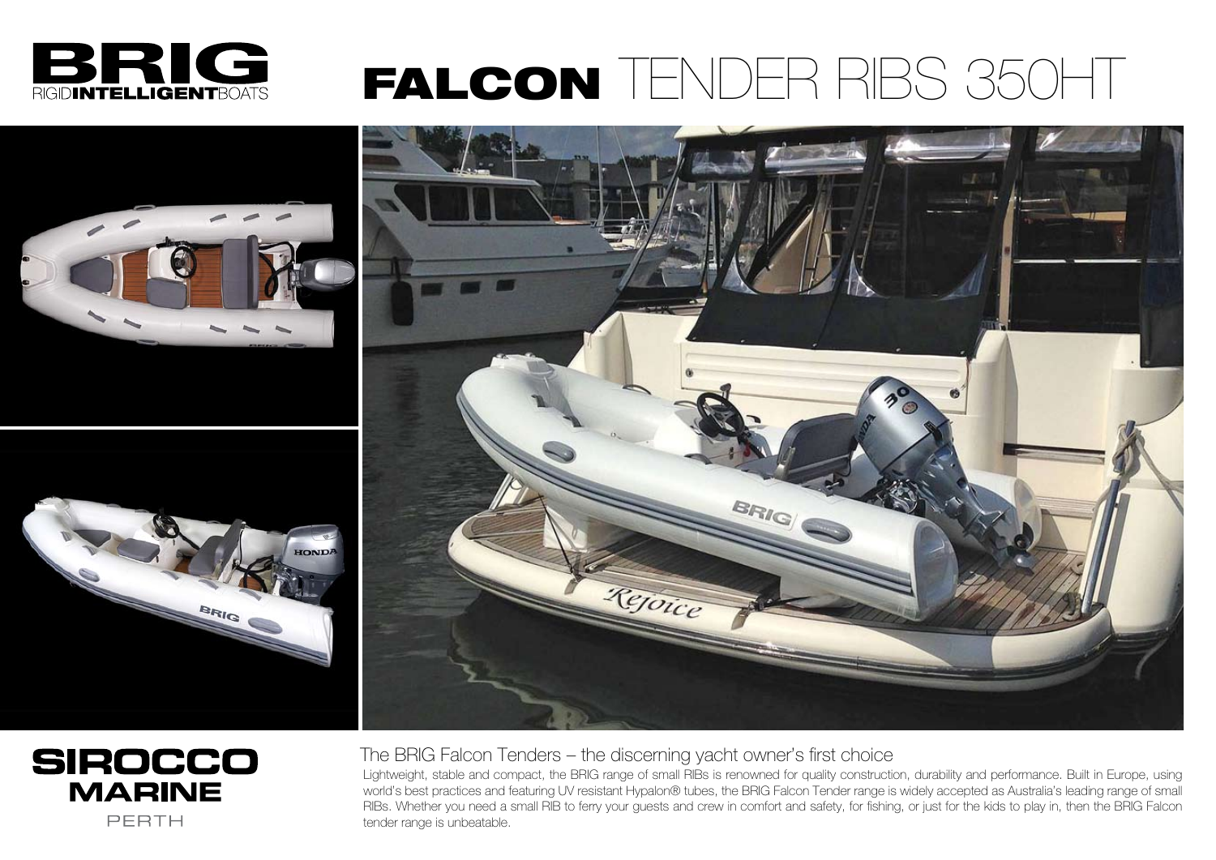# BRIG
RIGID**INTELLIGENT**BOATS

# **FALCON** TENDER RIBS 350HT

**SIROCCO MARINE**
PERTH

## The BRIG Falcon Tenders – the discerning yacht owner's first choice

Lightweight, stable and compact, the BRIG range of small RIBs is renowned for quality construction, durability and performance. Built in Europe, using world's best practices and featuring UV resistant Hypalon® tubes, the BRIG Falcon Tender range is widely accepted as Australia's leading range of small RIBs. Whether you need a small RIB to ferry your guests and crew in comfort and safety, for fishing, or just for the kids to play in, then the BRIG Falcon tender range is unbeatable.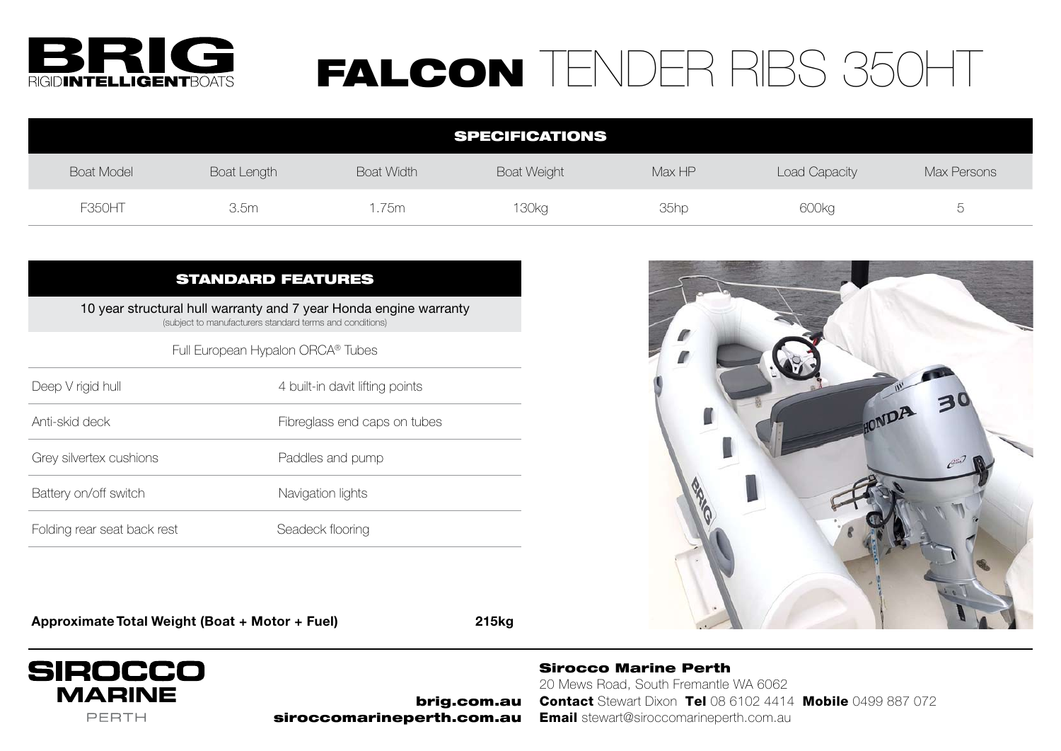# BRIG

RIGID**INTELLIGENT**BOATS

# FALCON TENDER RIBS 350HT

## SPECIFICATIONS

| Boat Model | Boat Length | Boat Width | Boat Weight | Max HP | Load Capacity | Max Persons |
|---|---|---|---|---|---|---|
| F350HT | 3.5m | 1.75m | 130kg | 35hp | 600kg | 5 |

## STANDARD FEATURES

10 year structural hull warranty and 7 year Honda engine warranty
(subject to manufacturers standard terms and conditions)

Full European Hypalon ORCA® Tubes

| | |
|---|---|
| Deep V rigid hull | 4 built-in davit lifting points |
| Anti-skid deck | Fibreglass end caps on tubes |
| Grey silvertex cushions | Paddles and pump |
| Battery on/off switch | Navigation lights |
| Folding rear seat back rest | Seadeck flooring |

**Approximate Total Weight (Boat + Motor + Fuel)** **215kg**

SIROCCO MARINE PERTH

**brig.com.au**
**siroccomarineperth.com.au**

**Sirocco Marine Perth**
20 Mews Road, South Fremantle WA 6062
**Contact** Stewart Dixon **Tel** 08 6102 4414 **Mobile** 0499 887 072
**Email** stewart@siroccomarineperth.com.au